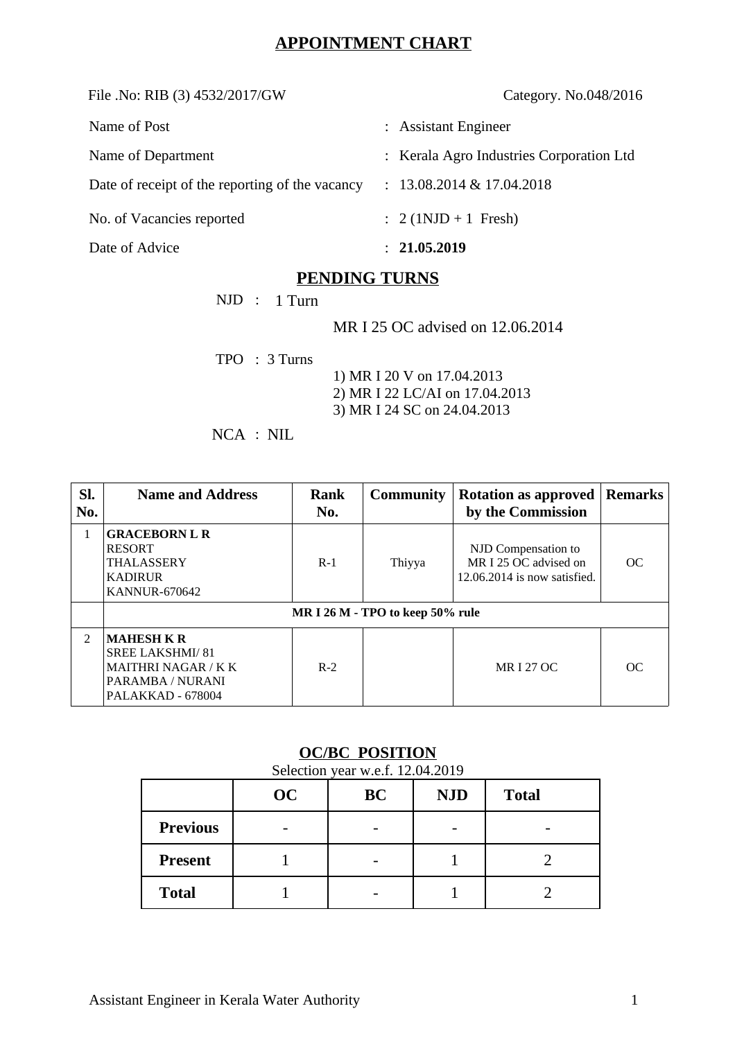# APPOINTMENT CHART

File .No: RIB (3) 4532/2017/GW Category. No.048/2016

| | |
|---|---|
| Name of Post | : Assistant Engineer |
| Name of Department | : Kerala Agro Industries Corporation Ltd |
| Date of receipt of the reporting of the vacancy | : 13.08.2014 & 17.04.2018 |
| No. of Vacancies reported | : 2 (1NJD + 1 Fresh) |
| Date of Advice | : **21.05.2019** |

## PENDING TURNS

NJD : 1 Turn

MR I 25 OC advised on 12.06.2014

TPO : 3 Turns

1) MR I 20 V on 17.04.2013
2) MR I 22 LC/AI on 17.04.2013
3) MR I 24 SC on 24.04.2013

NCA : NIL

| Sl. No. | Name and Address | Rank No. | Community | Rotation as approved by the Commission | Remarks |
|---|---|---|---|---|---|
| 1 | **GRACEBORN L R**<br>RESORT<br>THALASSERY<br>KADIRUR<br>KANNUR-670642 | R-1 | Thiyya | NJD Compensation to MR I 25 OC advised on 12.06.2014 is now satisfied. | OC |
| | **MR I 26 M - TPO to keep 50% rule** | | | | |
| 2 | **MAHESH K R**<br>SREE LAKSHMI/ 81<br>MAITHRI NAGAR / K K<br>PARAMBA / NURANI<br>PALAKKAD - 678004 | R-2 | | MR I 27 OC | OC |

## OC/BC POSITION

Selection year w.e.f. 12.04.2019

| | OC | BC | NJD | Total |
|---|---|---|---|---|
| **Previous** | - | - | - | - |
| **Present** | 1 | - | 1 | 2 |
| **Total** | 1 | - | 1 | 2 |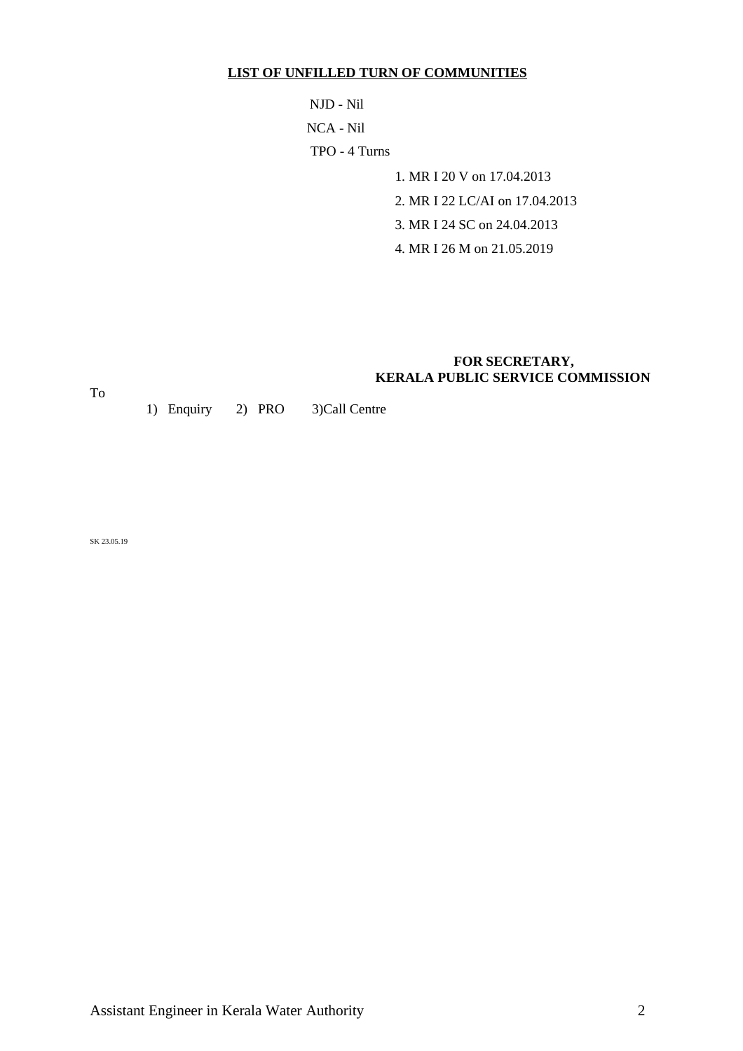**LIST OF UNFILLED TURN OF COMMUNITIES**

NJD - Nil

NCA - Nil

TPO - 4 Turns

1. MR I 20 V on 17.04.2013
2. MR I 22 LC/AI on 17.04.2013
3. MR I 24 SC on 24.04.2013
4. MR I 26 M on 21.05.2019

**FOR SECRETARY,**
**KERALA PUBLIC SERVICE COMMISSION**

To

1) Enquiry 2) PRO 3)Call Centre

SK 23.05.19